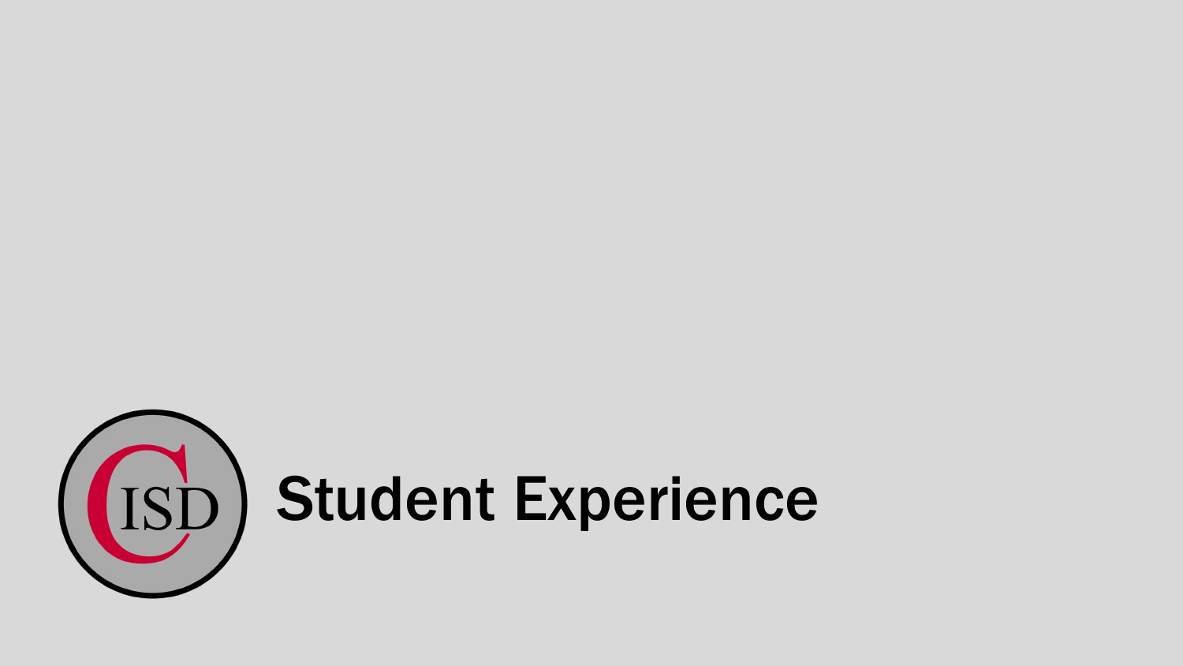# Student Experience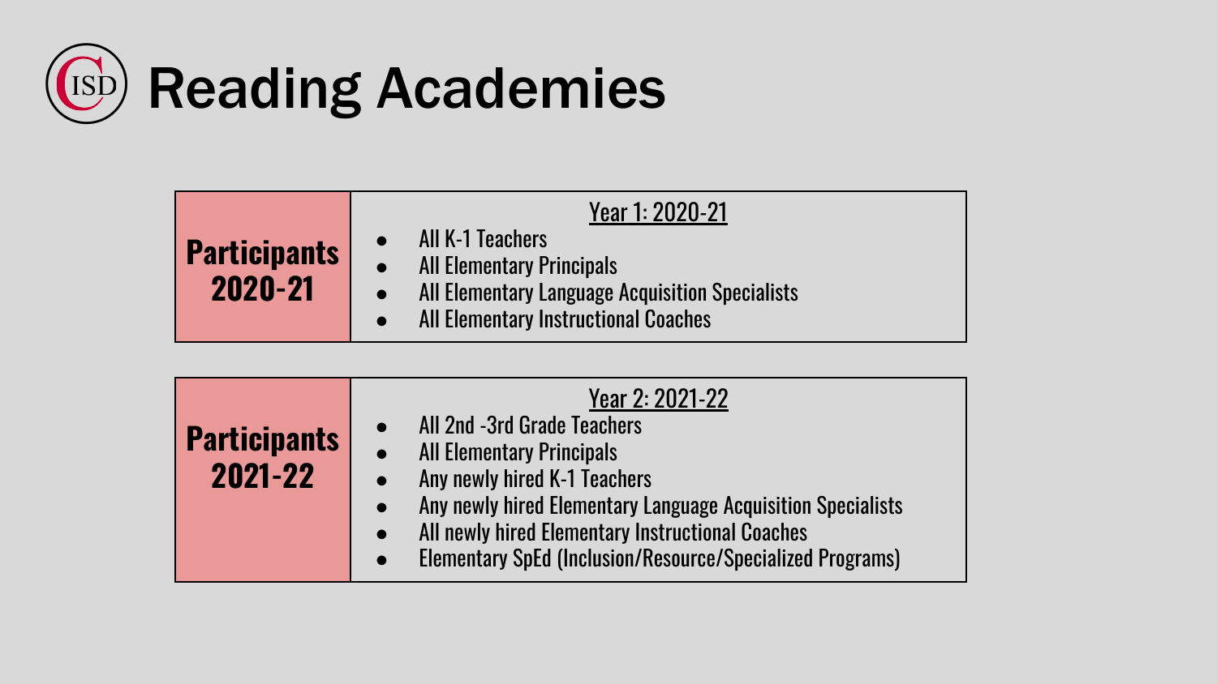# Reading Academies

| **Participants 2020-21** | Year 1: 2020-21<br>• All K-1 Teachers<br>• All Elementary Principals<br>• All Elementary Language Acquisition Specialists<br>• All Elementary Instructional Coaches |
|---|---|
| **Participants 2021-22** | Year 2: 2021-22<br>• All 2nd -3rd Grade Teachers<br>• All Elementary Principals<br>• Any newly hired K-1 Teachers<br>• Any newly hired Elementary Language Acquisition Specialists<br>• All newly hired Elementary Instructional Coaches<br>• Elementary SpEd (Inclusion/Resource/Specialized Programs) |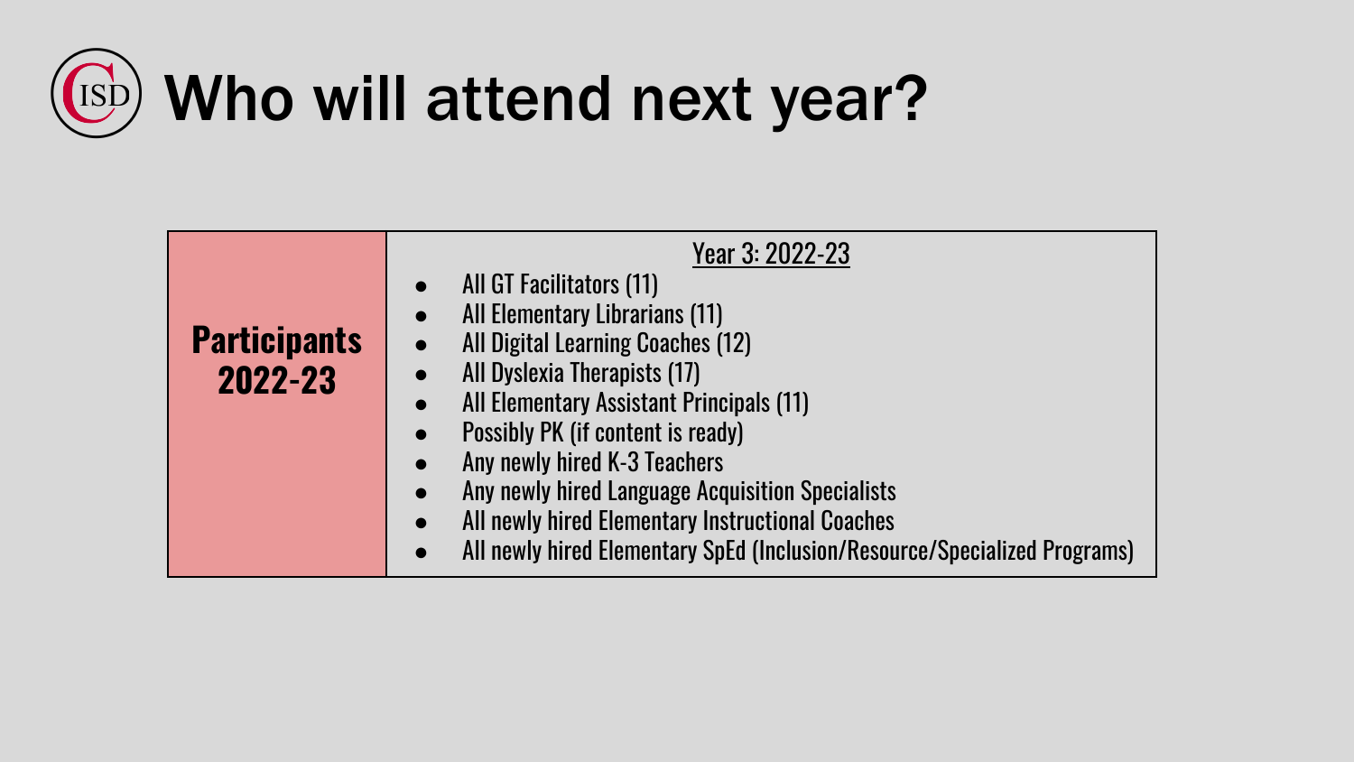# Who will attend next year?

| Participants 2022-23 | Year 3: 2022-23 |
|---|---|
| **Participants 2022-23** | <ul><li>All GT Facilitators (11)</li><li>All Elementary Librarians (11)</li><li>All Digital Learning Coaches (12)</li><li>All Dyslexia Therapists (17)</li><li>All Elementary Assistant Principals (11)</li><li>Possibly PK (if content is ready)</li><li>Any newly hired K-3 Teachers</li><li>Any newly hired Language Acquisition Specialists</li><li>All newly hired Elementary Instructional Coaches</li><li>All newly hired Elementary SpEd (Inclusion/Resource/Specialized Programs)</li></ul> |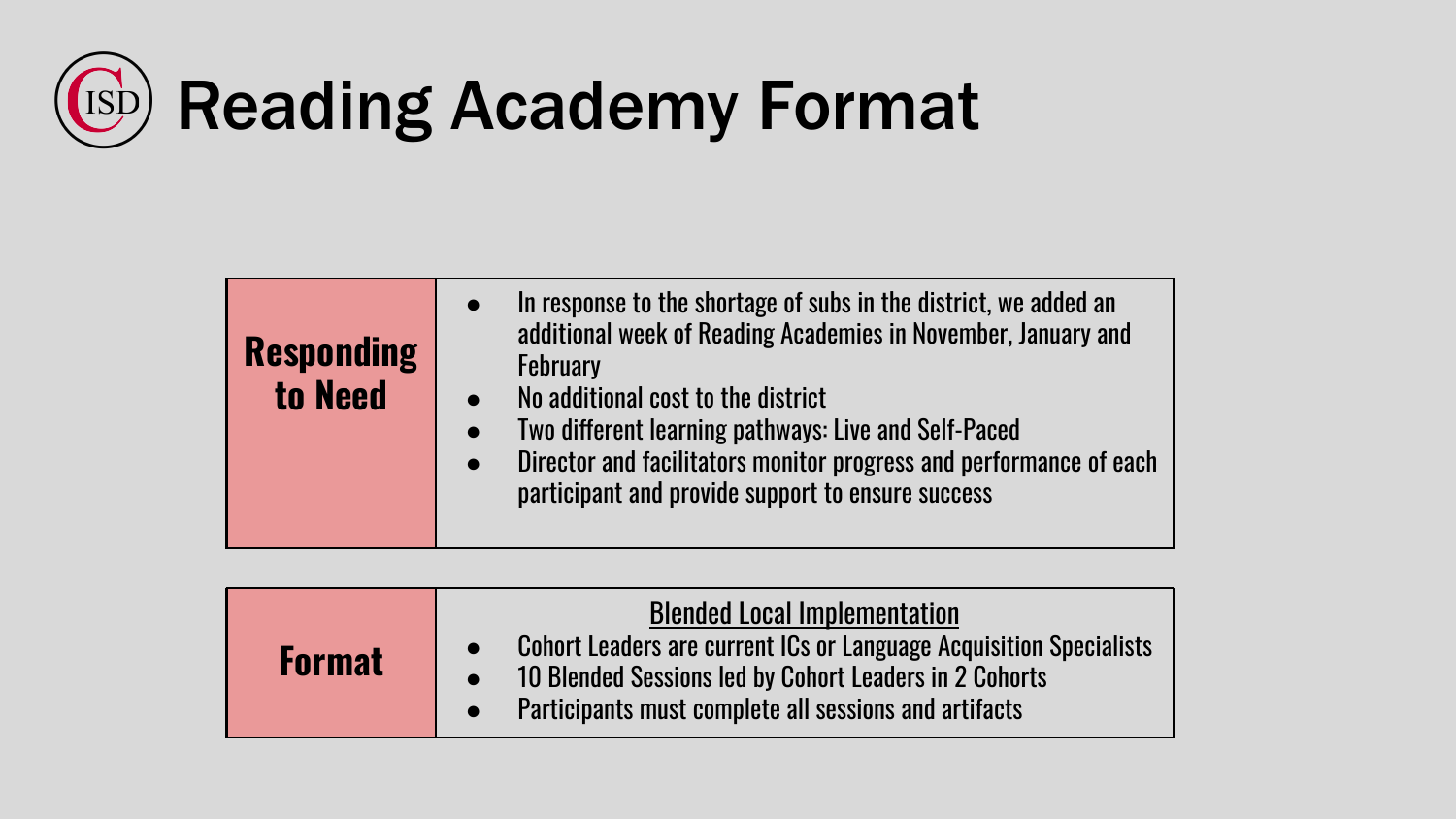# Reading Academy Format

| **Responding to Need** | <ul><li>In response to the shortage of subs in the district, we added an additional week of Reading Academies in November, January and February</li><li>No additional cost to the district</li><li>Two different learning pathways: Live and Self-Paced</li><li>Director and facilitators monitor progress and performance of each participant and provide support to ensure success</li></ul> |
|---|---|
| **Format** | <u>Blended Local Implementation</u><ul><li>Cohort Leaders are current ICs or Language Acquisition Specialists</li><li>10 Blended Sessions led by Cohort Leaders in 2 Cohorts</li><li>Participants must complete all sessions and artifacts</li></ul> |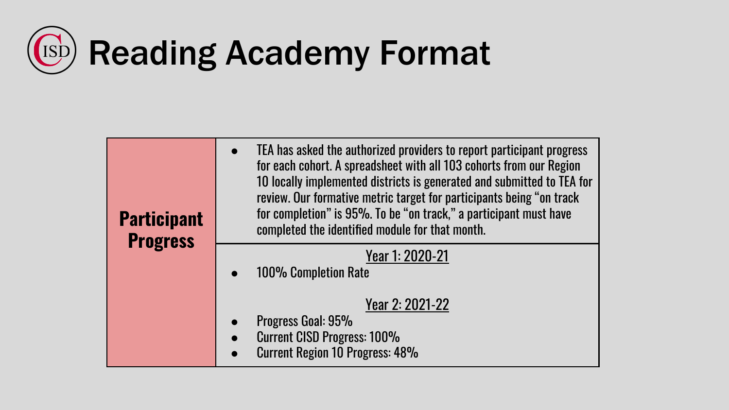# Reading Academy Format

| | |
|---|---|
| **Participant Progress** | • TEA has asked the authorized providers to report participant progress for each cohort. A spreadsheet with all 103 cohorts from our Region 10 locally implemented districts is generated and submitted to TEA for review. Our formative metric target for participants being "on track for completion" is 95%. To be "on track," a participant must have completed the identified module for that month. |
| | <u>Year 1: 2020-21</u><br>• 100% Completion Rate<br><br><u>Year 2: 2021-22</u><br>• Progress Goal: 95%<br>• Current CISD Progress: 100%<br>• Current Region 10 Progress: 48% |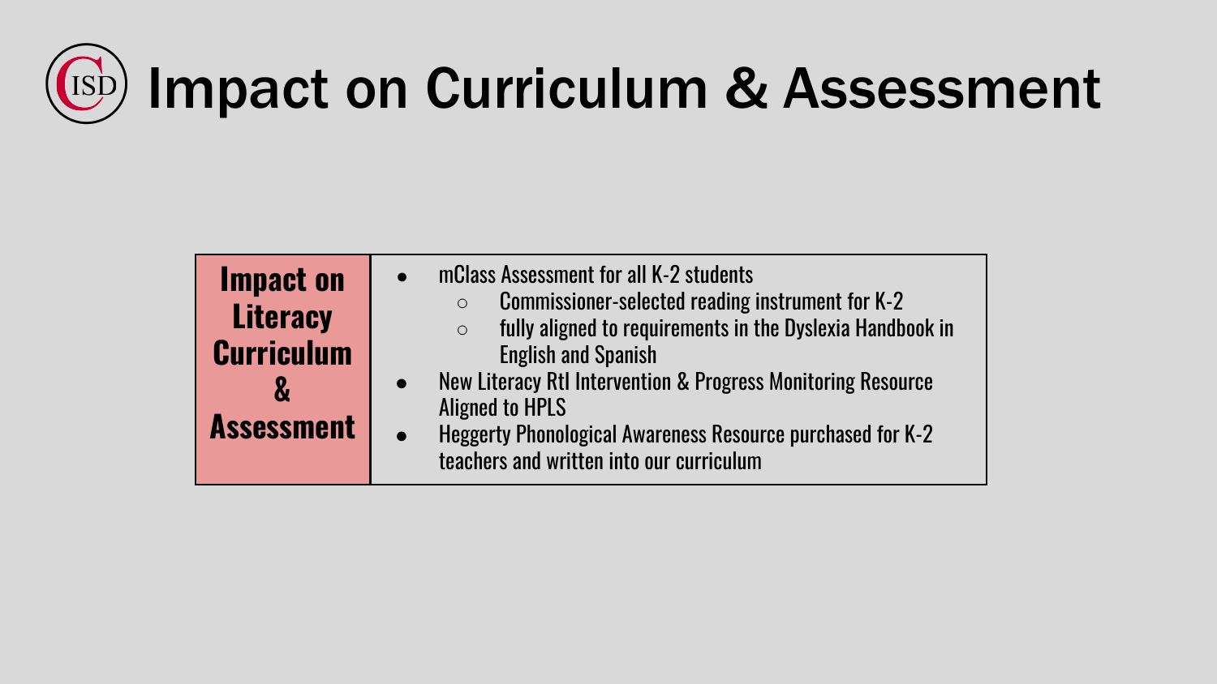# Impact on Curriculum & Assessment

| **Impact on Literacy Curriculum & Assessment** | <ul><li>mClass Assessment for all K-2 students<ul><li>Commissioner-selected reading instrument for K-2</li><li>fully aligned to requirements in the Dyslexia Handbook in English and Spanish</li></ul></li><li>New Literacy RtI Intervention & Progress Monitoring Resource Aligned to HPLS</li><li>Heggerty Phonological Awareness Resource purchased for K-2 teachers and written into our curriculum</li></ul> |
|---|---|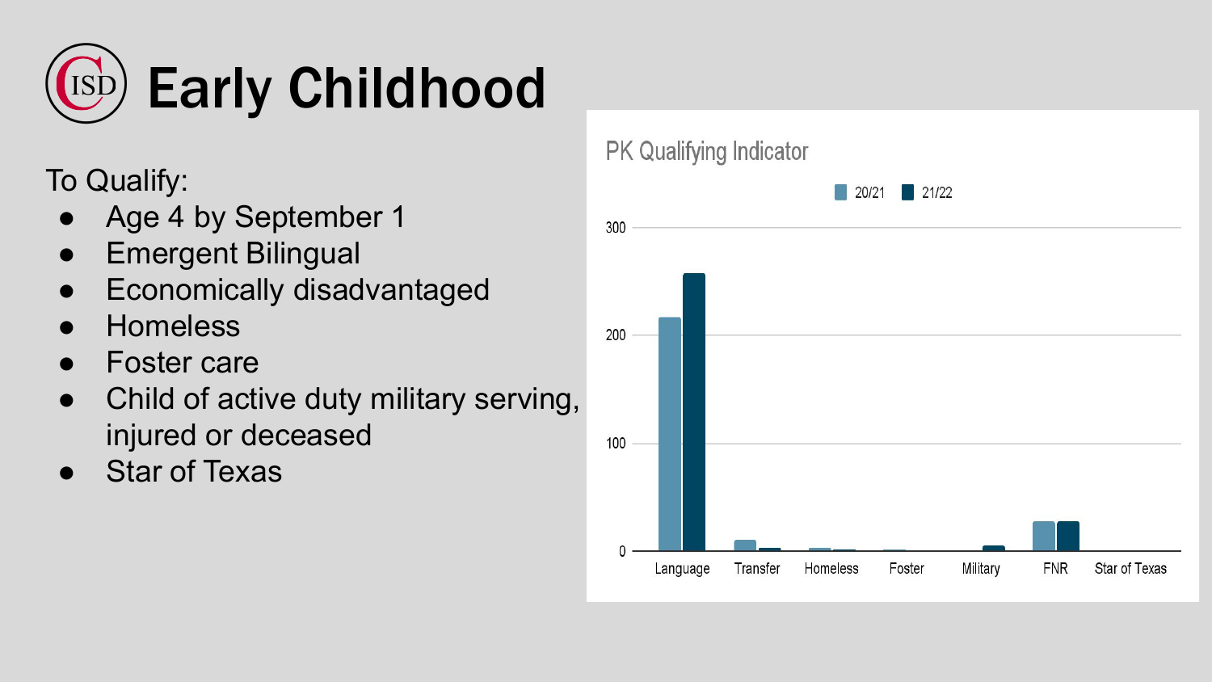# Early Childhood

To Qualify:

- Age 4 by September 1
- Emergent Bilingual
- Economically disadvantaged
- Homeless
- Foster care
- Child of active duty military serving, injured or deceased
- Star of Texas

PK Qualifying Indicator

20/21 21/22

300

200

100

0

Language Transfer Homeless Foster Military FNR Star of Texas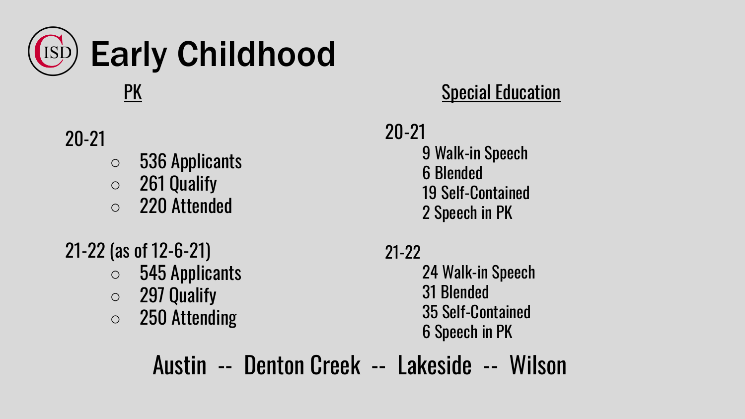# Early Childhood

## PK

20-21

- 536 Applicants
- 261 Qualify
- 220 Attended

21-22 (as of 12-6-21)

- 545 Applicants
- 297 Qualify
- 250 Attending

## Special Education

20-21

9 Walk-in Speech
6 Blended
19 Self-Contained
2 Speech in PK

21-22

24 Walk-in Speech
31 Blended
35 Self-Contained
6 Speech in PK

Austin -- Denton Creek -- Lakeside -- Wilson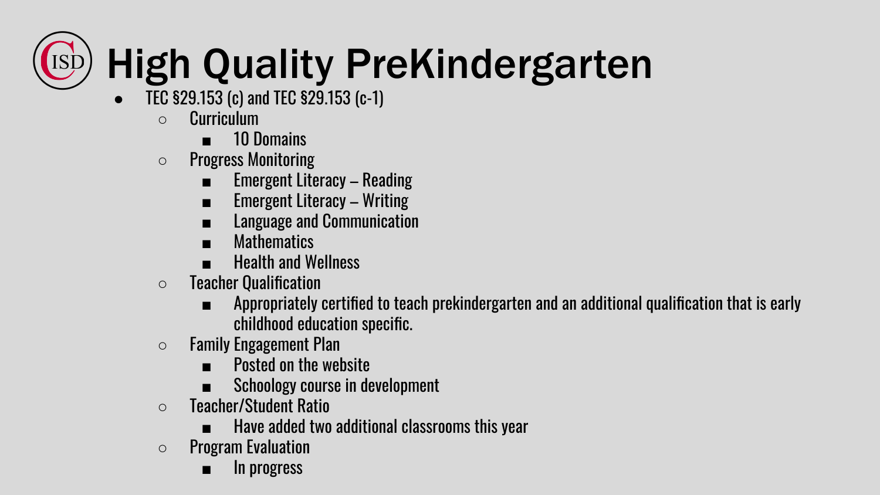# High Quality PreKindergarten

- TEC §29.153 (c) and TEC §29.153 (c-1)
  - Curriculum
    - 10 Domains
  - Progress Monitoring
    - Emergent Literacy – Reading
    - Emergent Literacy – Writing
    - Language and Communication
    - Mathematics
    - Health and Wellness
  - Teacher Qualification
    - Appropriately certified to teach prekindergarten and an additional qualification that is early childhood education specific.
  - Family Engagement Plan
    - Posted on the website
    - Schoology course in development
  - Teacher/Student Ratio
    - Have added two additional classrooms this year
  - Program Evaluation
    - In progress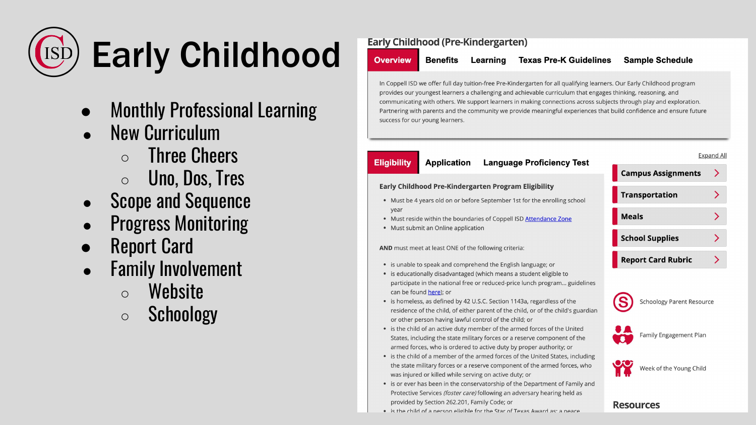# Early Childhood

- Monthly Professional Learning
- New Curriculum
  - Three Cheers
  - Uno, Dos, Tres
- Scope and Sequence
- Progress Monitoring
- Report Card
- Family Involvement
  - Website
  - Schoology

## Early Childhood (Pre-Kindergarten)

**Overview** | Benefits | Learning | Texas Pre-K Guidelines | Sample Schedule

In Coppell ISD we offer full day tuition-free Pre-Kindergarten for all qualifying learners. Our Early Childhood program provides our youngest learners a challenging and achievable curriculum that engages thinking, reasoning, and communicating with others. We support learners in making connections across subjects through play and exploration. Partnering with parents and the community we provide meaningful experiences that build confidence and ensure future success for our young learners.

**Eligibility** | Application | Language Proficiency Test

### Early Childhood Pre-Kindergarten Program Eligibility

- Must be 4 years old on or before September 1st for the enrolling school year
- Must reside within the boundaries of Coppell ISD Attendance Zone
- Must submit an Online application

**AND** must meet at least ONE of the following criteria:

- is unable to speak and comprehend the English language; or
- is educationally disadvantaged (which means a student eligible to participate in the national free or reduced-price lunch program... guidelines can be found here); or
- is homeless, as defined by 42 U.S.C. Section 1143a, regardless of the residence of the child, of either parent of the child, or of the child's guardian or other person having lawful control of the child; or
- is the child of an active duty member of the armed forces of the United States, including the state military forces or a reserve component of the armed forces, who is ordered to active duty by proper authority; or
- is the child of a member of the armed forces of the United States, including the state military forces or a reserve component of the armed forces, who was injured or killed while serving on active duty; or
- is or ever has been in the conservatorship of the Department of Family and Protective Services *(foster care)* following an adversary hearing held as provided by Section 262.201, Family Code; or
- is the child of a person eligible for the Star of Texas Award as: a peace

Expand All

- Campus Assignments
- Transportation
- Meals
- School Supplies
- Report Card Rubric

Schoology Parent Resource

Family Engagement Plan

Week of the Young Child

## Resources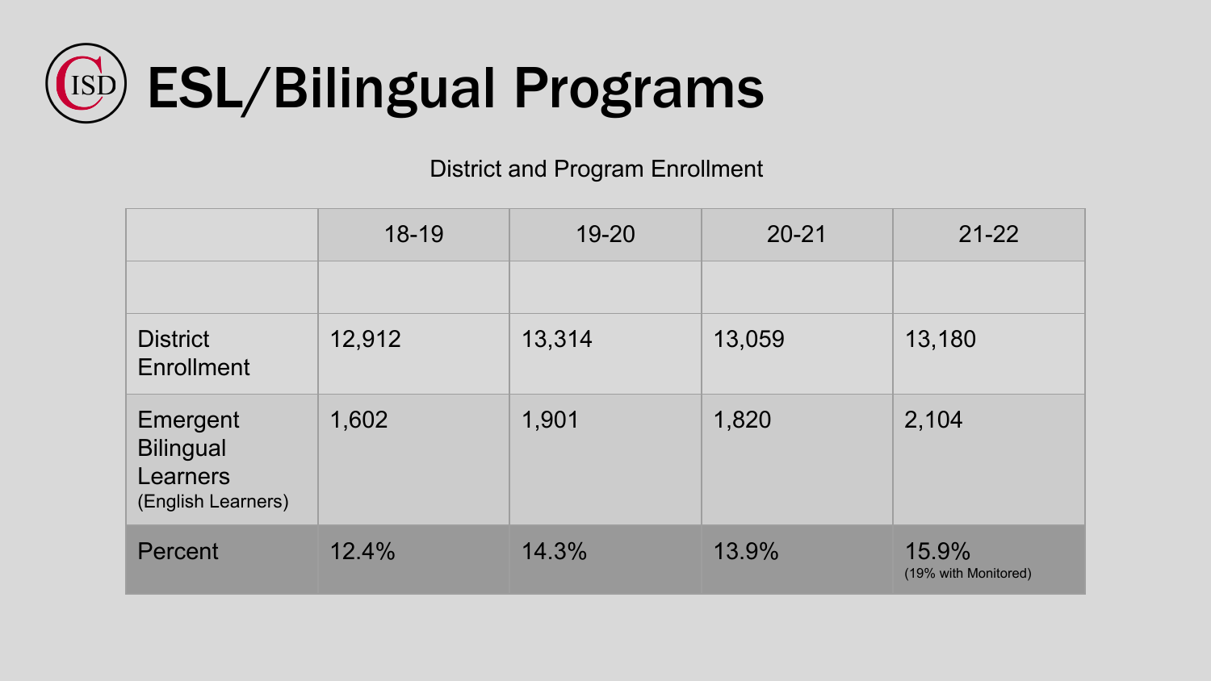# ESL/Bilingual Programs

District and Program Enrollment

| | 18-19 | 19-20 | 20-21 | 21-22 |
|---|---|---|---|---|
| | | | | |
| District Enrollment | 12,912 | 13,314 | 13,059 | 13,180 |
| Emergent Bilingual Learners (English Learners) | 1,602 | 1,901 | 1,820 | 2,104 |
| Percent | 12.4% | 14.3% | 13.9% | 15.9% (19% with Monitored) |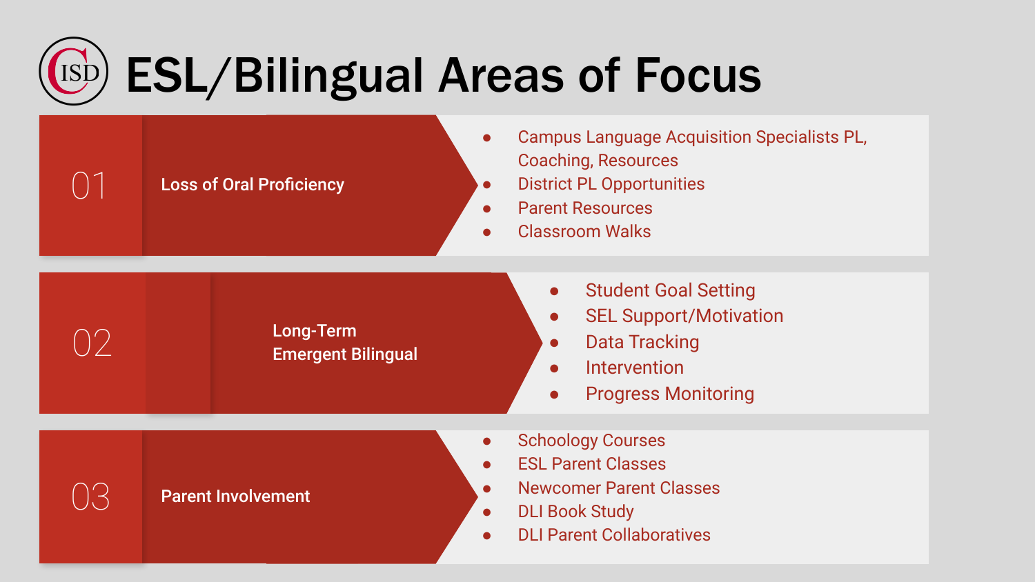# ESL/Bilingual Areas of Focus

## 01 Loss of Oral Proficiency

- Campus Language Acquisition Specialists PL, Coaching, Resources
- District PL Opportunities
- Parent Resources
- Classroom Walks

## 02 Long-Term Emergent Bilingual

- Student Goal Setting
- SEL Support/Motivation
- Data Tracking
- Intervention
- Progress Monitoring

## 03 Parent Involvement

- Schoology Courses
- ESL Parent Classes
- Newcomer Parent Classes
- DLI Book Study
- DLI Parent Collaboratives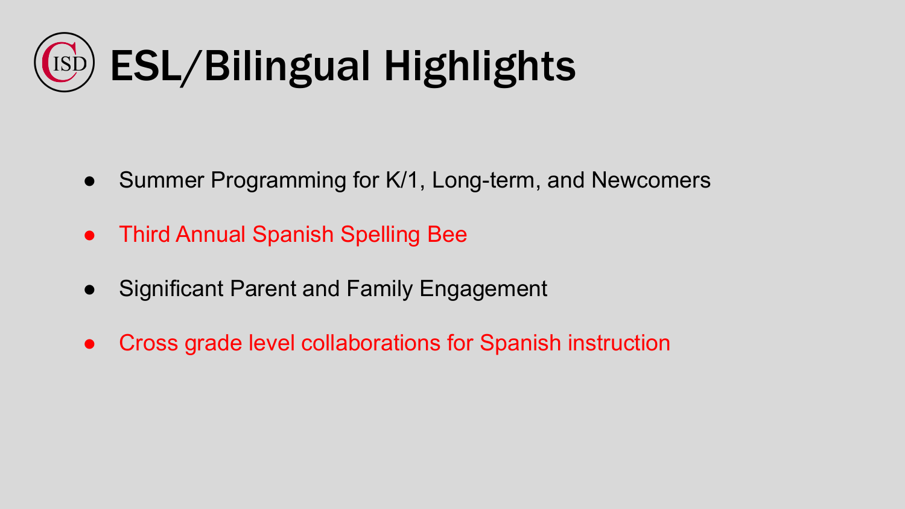# ESL/Bilingual Highlights

- Summer Programming for K/1, Long-term, and Newcomers
- Third Annual Spanish Spelling Bee
- Significant Parent and Family Engagement
- Cross grade level collaborations for Spanish instruction